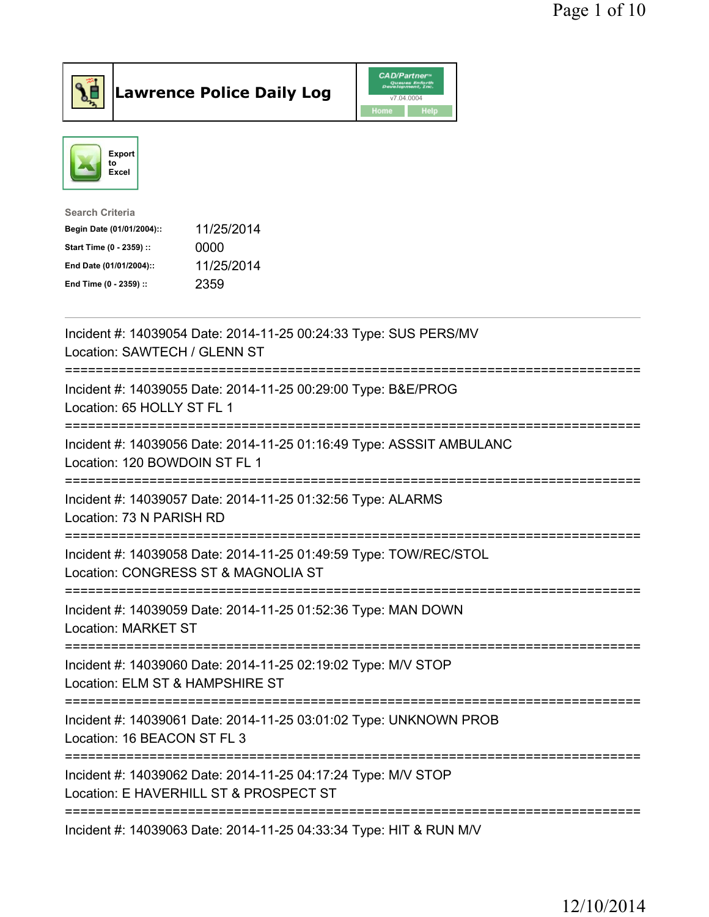# Lawrence Police Daily Log

CAD/Partner v7.04.0004

Home Help

Export to Excel

Search Criteria

| | |
|---|---|
| **Begin Date (01/01/2004)::** | 11/25/2014 |
| **Start Time (0 - 2359) ::** | 0000 |
| **End Date (01/01/2004)::** | 11/25/2014 |
| **End Time (0 - 2359) ::** | 2359 |

---

Incident #: 14039054 Date: 2014-11-25 00:24:33 Type: SUS PERS/MV
Location: SAWTECH / GLENN ST

===========================================================================

Incident #: 14039055 Date: 2014-11-25 00:29:00 Type: B&E/PROG
Location: 65 HOLLY ST FL 1

===========================================================================

Incident #: 14039056 Date: 2014-11-25 01:16:49 Type: ASSSIT AMBULANC
Location: 120 BOWDOIN ST FL 1

===========================================================================

Incident #: 14039057 Date: 2014-11-25 01:32:56 Type: ALARMS
Location: 73 N PARISH RD

===========================================================================

Incident #: 14039058 Date: 2014-11-25 01:49:59 Type: TOW/REC/STOL
Location: CONGRESS ST & MAGNOLIA ST

===========================================================================

Incident #: 14039059 Date: 2014-11-25 01:52:36 Type: MAN DOWN
Location: MARKET ST

===========================================================================

Incident #: 14039060 Date: 2014-11-25 02:19:02 Type: M/V STOP
Location: ELM ST & HAMPSHIRE ST

===========================================================================

Incident #: 14039061 Date: 2014-11-25 03:01:02 Type: UNKNOWN PROB
Location: 16 BEACON ST FL 3

===========================================================================

Incident #: 14039062 Date: 2014-11-25 04:17:24 Type: M/V STOP
Location: E HAVERHILL ST & PROSPECT ST

===========================================================================

Incident #: 14039063 Date: 2014-11-25 04:33:34 Type: HIT & RUN M/V

12/10/2014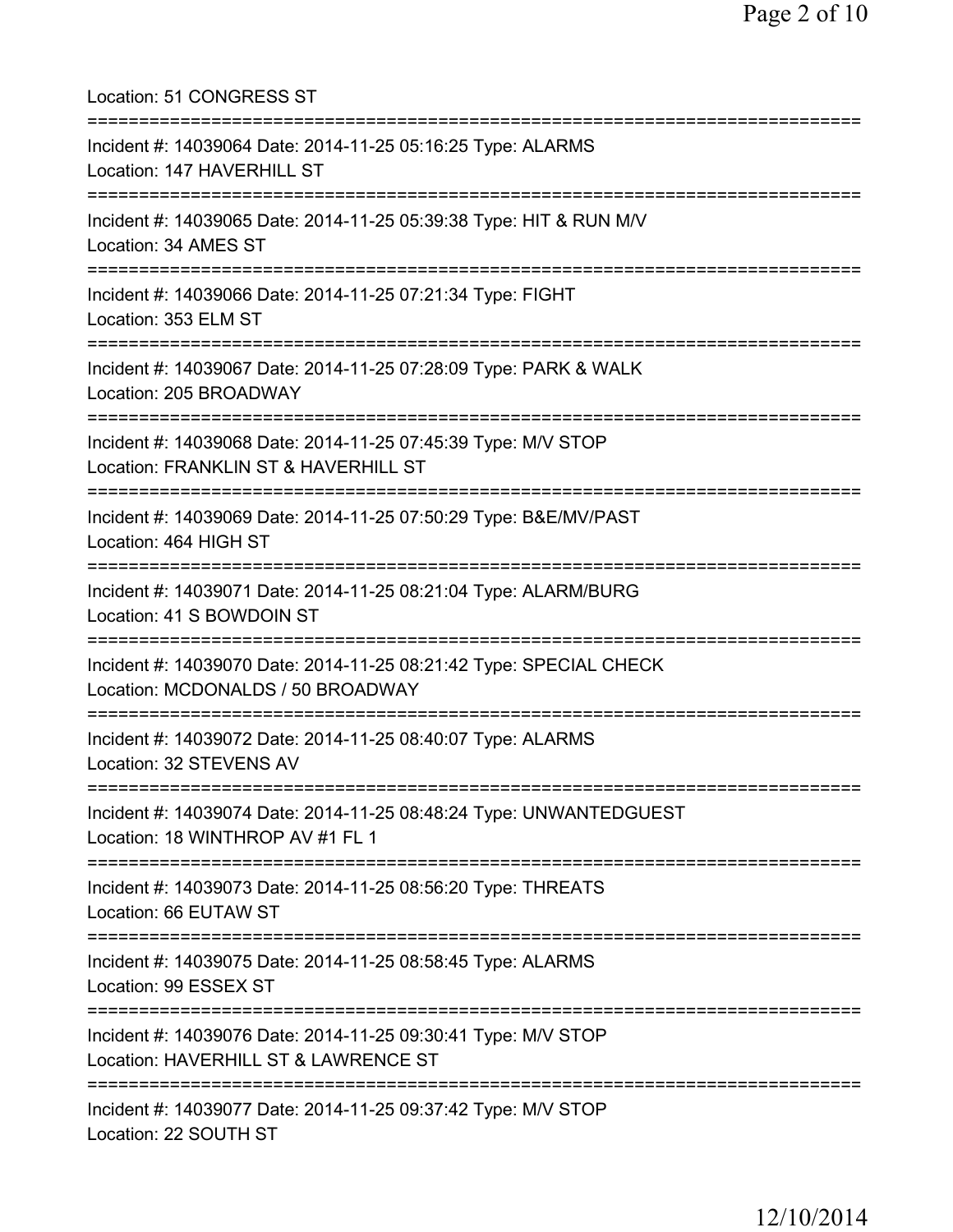Location: 51 CONGRESS ST

===========================================================================

Incident #: 14039064 Date: 2014-11-25 05:16:25 Type: ALARMS
Location: 147 HAVERHILL ST

===========================================================================

Incident #: 14039065 Date: 2014-11-25 05:39:38 Type: HIT & RUN M/V
Location: 34 AMES ST

===========================================================================

Incident #: 14039066 Date: 2014-11-25 07:21:34 Type: FIGHT
Location: 353 ELM ST

===========================================================================

Incident #: 14039067 Date: 2014-11-25 07:28:09 Type: PARK & WALK
Location: 205 BROADWAY

===========================================================================

Incident #: 14039068 Date: 2014-11-25 07:45:39 Type: M/V STOP
Location: FRANKLIN ST & HAVERHILL ST

===========================================================================

Incident #: 14039069 Date: 2014-11-25 07:50:29 Type: B&E/MV/PAST
Location: 464 HIGH ST

===========================================================================

Incident #: 14039071 Date: 2014-11-25 08:21:04 Type: ALARM/BURG
Location: 41 S BOWDOIN ST

===========================================================================

Incident #: 14039070 Date: 2014-11-25 08:21:42 Type: SPECIAL CHECK
Location: MCDONALDS / 50 BROADWAY

===========================================================================

Incident #: 14039072 Date: 2014-11-25 08:40:07 Type: ALARMS
Location: 32 STEVENS AV

===========================================================================

Incident #: 14039074 Date: 2014-11-25 08:48:24 Type: UNWANTEDGUEST
Location: 18 WINTHROP AV #1 FL 1

===========================================================================

Incident #: 14039073 Date: 2014-11-25 08:56:20 Type: THREATS
Location: 66 EUTAW ST

===========================================================================

Incident #: 14039075 Date: 2014-11-25 08:58:45 Type: ALARMS
Location: 99 ESSEX ST

===========================================================================

Incident #: 14039076 Date: 2014-11-25 09:30:41 Type: M/V STOP
Location: HAVERHILL ST & LAWRENCE ST

===========================================================================

Incident #: 14039077 Date: 2014-11-25 09:37:42 Type: M/V STOP
Location: 22 SOUTH ST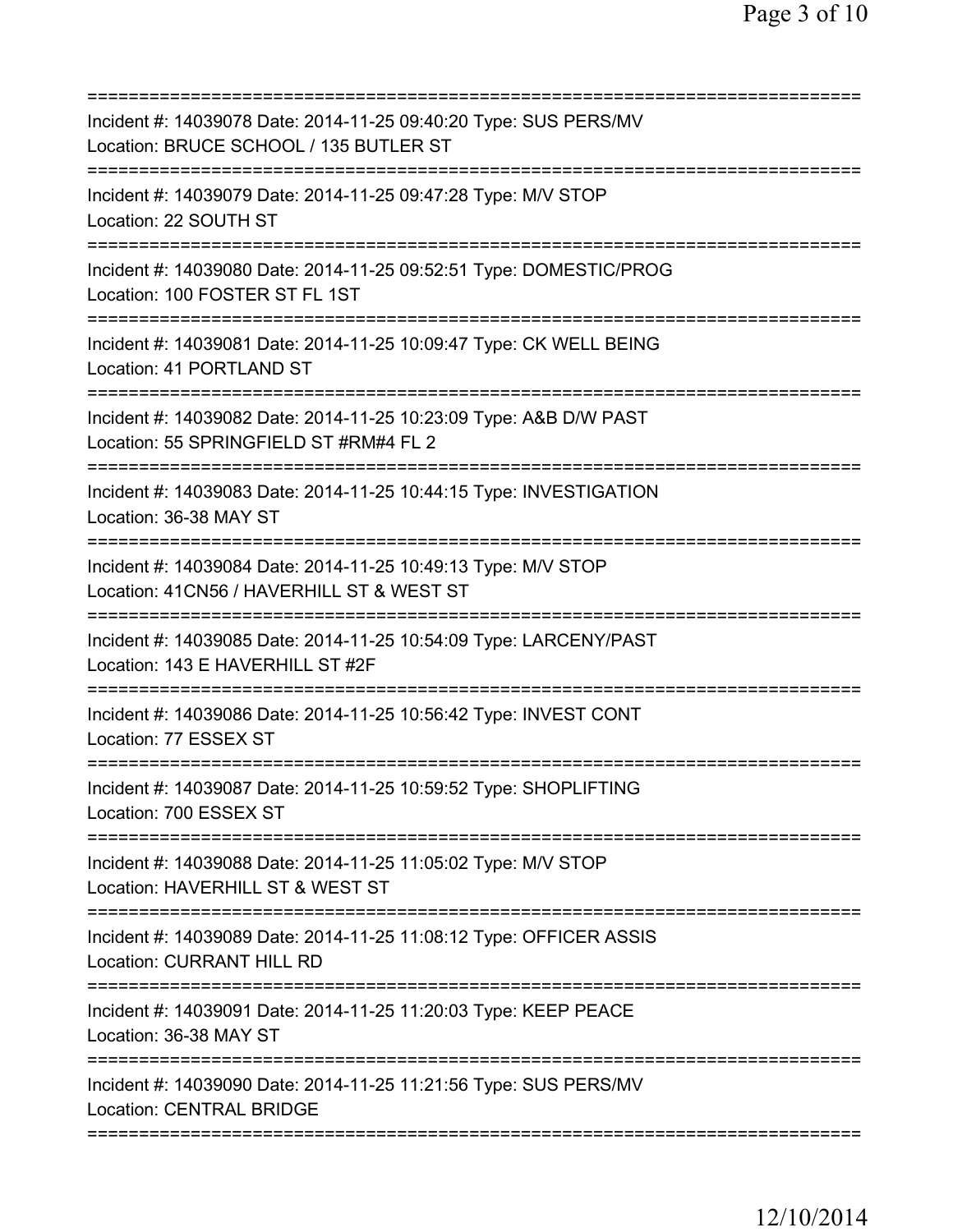===========================================================================
Incident #: 14039078 Date: 2014-11-25 09:40:20 Type: SUS PERS/MV
Location: BRUCE SCHOOL / 135 BUTLER ST
===========================================================================
Incident #: 14039079 Date: 2014-11-25 09:47:28 Type: M/V STOP
Location: 22 SOUTH ST
===========================================================================
Incident #: 14039080 Date: 2014-11-25 09:52:51 Type: DOMESTIC/PROG
Location: 100 FOSTER ST FL 1ST
===========================================================================
Incident #: 14039081 Date: 2014-11-25 10:09:47 Type: CK WELL BEING
Location: 41 PORTLAND ST
===========================================================================
Incident #: 14039082 Date: 2014-11-25 10:23:09 Type: A&B D/W PAST
Location: 55 SPRINGFIELD ST #RM#4 FL 2
===========================================================================
Incident #: 14039083 Date: 2014-11-25 10:44:15 Type: INVESTIGATION
Location: 36-38 MAY ST
===========================================================================
Incident #: 14039084 Date: 2014-11-25 10:49:13 Type: M/V STOP
Location: 41CN56 / HAVERHILL ST & WEST ST
===========================================================================
Incident #: 14039085 Date: 2014-11-25 10:54:09 Type: LARCENY/PAST
Location: 143 E HAVERHILL ST #2F
===========================================================================
Incident #: 14039086 Date: 2014-11-25 10:56:42 Type: INVEST CONT
Location: 77 ESSEX ST
===========================================================================
Incident #: 14039087 Date: 2014-11-25 10:59:52 Type: SHOPLIFTING
Location: 700 ESSEX ST
===========================================================================
Incident #: 14039088 Date: 2014-11-25 11:05:02 Type: M/V STOP
Location: HAVERHILL ST & WEST ST
===========================================================================
Incident #: 14039089 Date: 2014-11-25 11:08:12 Type: OFFICER ASSIS
Location: CURRANT HILL RD
===========================================================================
Incident #: 14039091 Date: 2014-11-25 11:20:03 Type: KEEP PEACE
Location: 36-38 MAY ST
===========================================================================
Incident #: 14039090 Date: 2014-11-25 11:21:56 Type: SUS PERS/MV
Location: CENTRAL BRIDGE
===========================================================================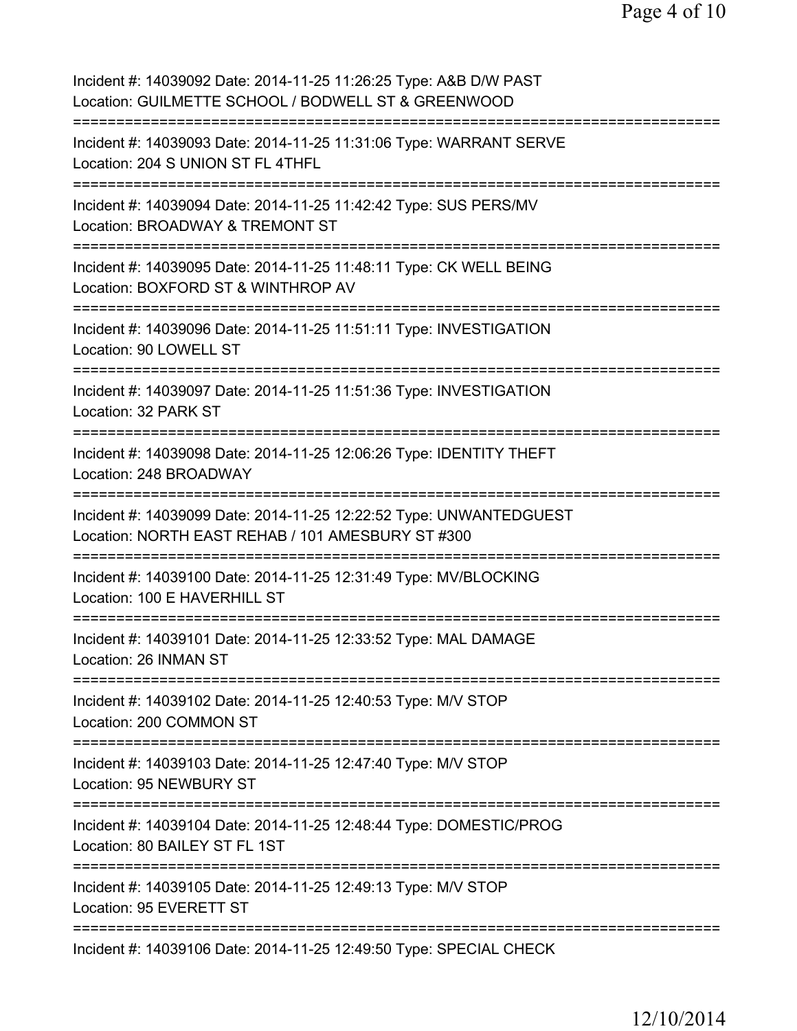Incident #: 14039092 Date: 2014-11-25 11:26:25 Type: A&B D/W PAST
Location: GUILMETTE SCHOOL / BODWELL ST & GREENWOOD

===========================================================================

Incident #: 14039093 Date: 2014-11-25 11:31:06 Type: WARRANT SERVE
Location: 204 S UNION ST FL 4THFL

===========================================================================

Incident #: 14039094 Date: 2014-11-25 11:42:42 Type: SUS PERS/MV
Location: BROADWAY & TREMONT ST

===========================================================================

Incident #: 14039095 Date: 2014-11-25 11:48:11 Type: CK WELL BEING
Location: BOXFORD ST & WINTHROP AV

===========================================================================

Incident #: 14039096 Date: 2014-11-25 11:51:11 Type: INVESTIGATION
Location: 90 LOWELL ST

===========================================================================

Incident #: 14039097 Date: 2014-11-25 11:51:36 Type: INVESTIGATION
Location: 32 PARK ST

===========================================================================

Incident #: 14039098 Date: 2014-11-25 12:06:26 Type: IDENTITY THEFT
Location: 248 BROADWAY

===========================================================================

Incident #: 14039099 Date: 2014-11-25 12:22:52 Type: UNWANTEDGUEST
Location: NORTH EAST REHAB / 101 AMESBURY ST #300

===========================================================================

Incident #: 14039100 Date: 2014-11-25 12:31:49 Type: MV/BLOCKING
Location: 100 E HAVERHILL ST

===========================================================================

Incident #: 14039101 Date: 2014-11-25 12:33:52 Type: MAL DAMAGE
Location: 26 INMAN ST

===========================================================================

Incident #: 14039102 Date: 2014-11-25 12:40:53 Type: M/V STOP
Location: 200 COMMON ST

===========================================================================

Incident #: 14039103 Date: 2014-11-25 12:47:40 Type: M/V STOP
Location: 95 NEWBURY ST

===========================================================================

Incident #: 14039104 Date: 2014-11-25 12:48:44 Type: DOMESTIC/PROG
Location: 80 BAILEY ST FL 1ST

===========================================================================

Incident #: 14039105 Date: 2014-11-25 12:49:13 Type: M/V STOP
Location: 95 EVERETT ST

===========================================================================

Incident #: 14039106 Date: 2014-11-25 12:49:50 Type: SPECIAL CHECK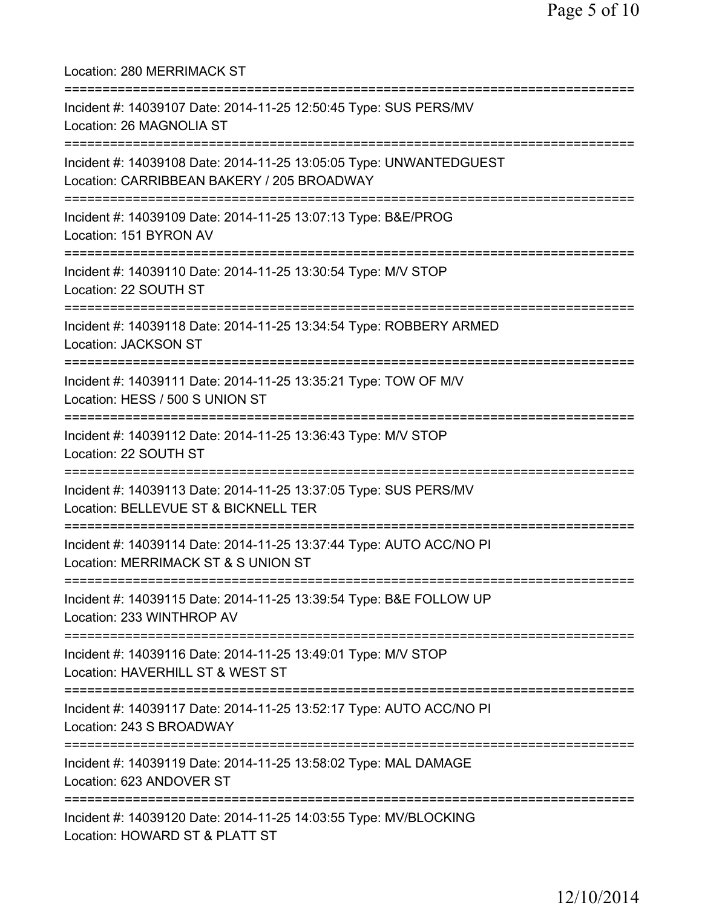Location: 280 MERRIMACK ST

===========================================================================

Incident #: 14039107 Date: 2014-11-25 12:50:45 Type: SUS PERS/MV
Location: 26 MAGNOLIA ST

===========================================================================

Incident #: 14039108 Date: 2014-11-25 13:05:05 Type: UNWANTEDGUEST
Location: CARRIBBEAN BAKERY / 205 BROADWAY

===========================================================================

Incident #: 14039109 Date: 2014-11-25 13:07:13 Type: B&E/PROG
Location: 151 BYRON AV

===========================================================================

Incident #: 14039110 Date: 2014-11-25 13:30:54 Type: M/V STOP
Location: 22 SOUTH ST

===========================================================================

Incident #: 14039118 Date: 2014-11-25 13:34:54 Type: ROBBERY ARMED
Location: JACKSON ST

===========================================================================

Incident #: 14039111 Date: 2014-11-25 13:35:21 Type: TOW OF M/V
Location: HESS / 500 S UNION ST

===========================================================================

Incident #: 14039112 Date: 2014-11-25 13:36:43 Type: M/V STOP
Location: 22 SOUTH ST

===========================================================================

Incident #: 14039113 Date: 2014-11-25 13:37:05 Type: SUS PERS/MV
Location: BELLEVUE ST & BICKNELL TER

===========================================================================

Incident #: 14039114 Date: 2014-11-25 13:37:44 Type: AUTO ACC/NO PI
Location: MERRIMACK ST & S UNION ST

===========================================================================

Incident #: 14039115 Date: 2014-11-25 13:39:54 Type: B&E FOLLOW UP
Location: 233 WINTHROP AV

===========================================================================

Incident #: 14039116 Date: 2014-11-25 13:49:01 Type: M/V STOP
Location: HAVERHILL ST & WEST ST

===========================================================================

Incident #: 14039117 Date: 2014-11-25 13:52:17 Type: AUTO ACC/NO PI
Location: 243 S BROADWAY

===========================================================================

Incident #: 14039119 Date: 2014-11-25 13:58:02 Type: MAL DAMAGE
Location: 623 ANDOVER ST

===========================================================================

Incident #: 14039120 Date: 2014-11-25 14:03:55 Type: MV/BLOCKING
Location: HOWARD ST & PLATT ST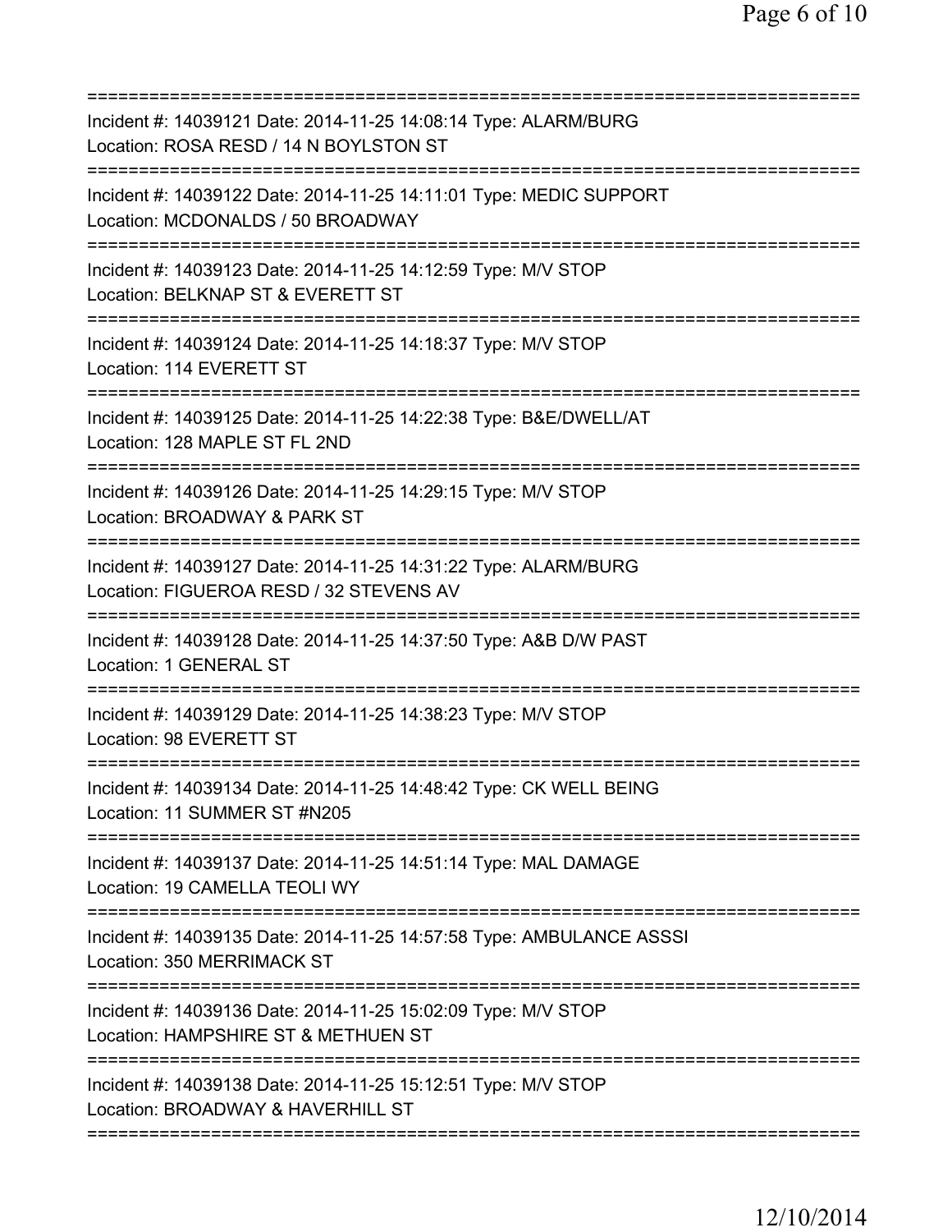==============================================================================
Incident #: 14039121 Date: 2014-11-25 14:08:14 Type: ALARM/BURG
Location: ROSA RESD / 14 N BOYLSTON ST
==============================================================================
Incident #: 14039122 Date: 2014-11-25 14:11:01 Type: MEDIC SUPPORT
Location: MCDONALDS / 50 BROADWAY
==============================================================================
Incident #: 14039123 Date: 2014-11-25 14:12:59 Type: M/V STOP
Location: BELKNAP ST & EVERETT ST
==============================================================================
Incident #: 14039124 Date: 2014-11-25 14:18:37 Type: M/V STOP
Location: 114 EVERETT ST
==============================================================================
Incident #: 14039125 Date: 2014-11-25 14:22:38 Type: B&E/DWELL/AT
Location: 128 MAPLE ST FL 2ND
==============================================================================
Incident #: 14039126 Date: 2014-11-25 14:29:15 Type: M/V STOP
Location: BROADWAY & PARK ST
==============================================================================
Incident #: 14039127 Date: 2014-11-25 14:31:22 Type: ALARM/BURG
Location: FIGUEROA RESD / 32 STEVENS AV
==============================================================================
Incident #: 14039128 Date: 2014-11-25 14:37:50 Type: A&B D/W PAST
Location: 1 GENERAL ST
==============================================================================
Incident #: 14039129 Date: 2014-11-25 14:38:23 Type: M/V STOP
Location: 98 EVERETT ST
==============================================================================
Incident #: 14039134 Date: 2014-11-25 14:48:42 Type: CK WELL BEING
Location: 11 SUMMER ST #N205
==============================================================================
Incident #: 14039137 Date: 2014-11-25 14:51:14 Type: MAL DAMAGE
Location: 19 CAMELLA TEOLI WY
==============================================================================
Incident #: 14039135 Date: 2014-11-25 14:57:58 Type: AMBULANCE ASSSI
Location: 350 MERRIMACK ST
==============================================================================
Incident #: 14039136 Date: 2014-11-25 15:02:09 Type: M/V STOP
Location: HAMPSHIRE ST & METHUEN ST
==============================================================================
Incident #: 14039138 Date: 2014-11-25 15:12:51 Type: M/V STOP
Location: BROADWAY & HAVERHILL ST
==============================================================================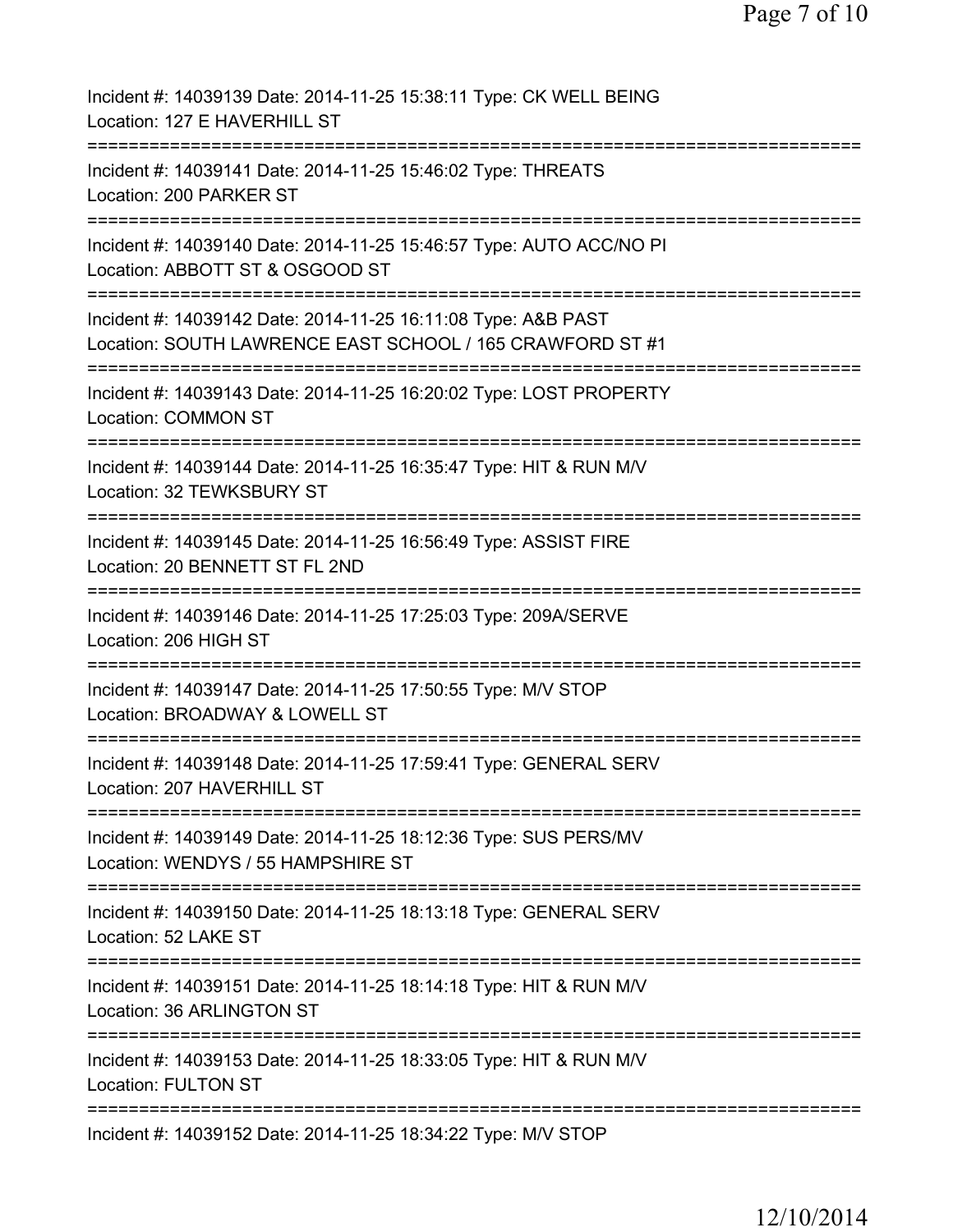Incident #: 14039139 Date: 2014-11-25 15:38:11 Type: CK WELL BEING
Location: 127 E HAVERHILL ST

===========================================================================

Incident #: 14039141 Date: 2014-11-25 15:46:02 Type: THREATS
Location: 200 PARKER ST

===========================================================================

Incident #: 14039140 Date: 2014-11-25 15:46:57 Type: AUTO ACC/NO PI
Location: ABBOTT ST & OSGOOD ST

===========================================================================

Incident #: 14039142 Date: 2014-11-25 16:11:08 Type: A&B PAST
Location: SOUTH LAWRENCE EAST SCHOOL / 165 CRAWFORD ST #1

===========================================================================

Incident #: 14039143 Date: 2014-11-25 16:20:02 Type: LOST PROPERTY
Location: COMMON ST

===========================================================================

Incident #: 14039144 Date: 2014-11-25 16:35:47 Type: HIT & RUN M/V
Location: 32 TEWKSBURY ST

===========================================================================

Incident #: 14039145 Date: 2014-11-25 16:56:49 Type: ASSIST FIRE
Location: 20 BENNETT ST FL 2ND

===========================================================================

Incident #: 14039146 Date: 2014-11-25 17:25:03 Type: 209A/SERVE
Location: 206 HIGH ST

===========================================================================

Incident #: 14039147 Date: 2014-11-25 17:50:55 Type: M/V STOP
Location: BROADWAY & LOWELL ST

===========================================================================

Incident #: 14039148 Date: 2014-11-25 17:59:41 Type: GENERAL SERV
Location: 207 HAVERHILL ST

===========================================================================

Incident #: 14039149 Date: 2014-11-25 18:12:36 Type: SUS PERS/MV
Location: WENDYS / 55 HAMPSHIRE ST

===========================================================================

Incident #: 14039150 Date: 2014-11-25 18:13:18 Type: GENERAL SERV
Location: 52 LAKE ST

===========================================================================

Incident #: 14039151 Date: 2014-11-25 18:14:18 Type: HIT & RUN M/V
Location: 36 ARLINGTON ST

===========================================================================

Incident #: 14039153 Date: 2014-11-25 18:33:05 Type: HIT & RUN M/V
Location: FULTON ST

===========================================================================

Incident #: 14039152 Date: 2014-11-25 18:34:22 Type: M/V STOP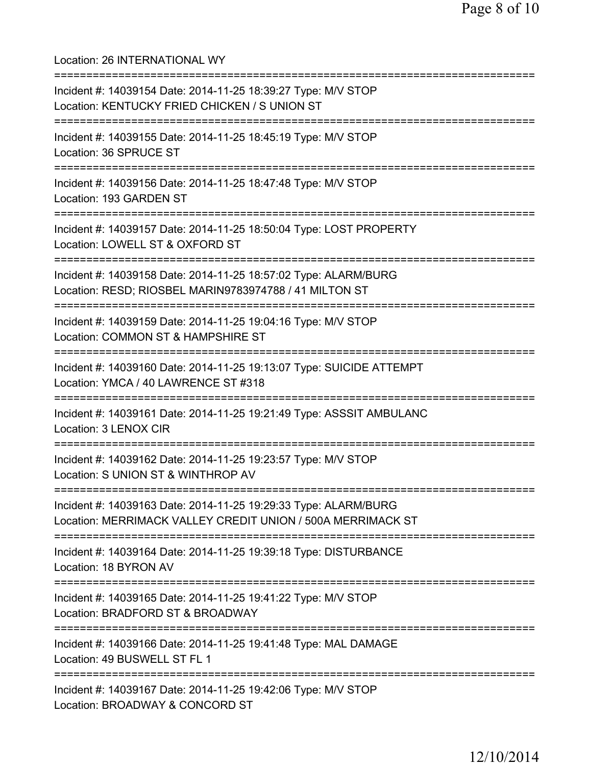Location: 26 INTERNATIONAL WY

===========================================================================

Incident #: 14039154 Date: 2014-11-25 18:39:27 Type: M/V STOP
Location: KENTUCKY FRIED CHICKEN / S UNION ST

===========================================================================

Incident #: 14039155 Date: 2014-11-25 18:45:19 Type: M/V STOP
Location: 36 SPRUCE ST

===========================================================================

Incident #: 14039156 Date: 2014-11-25 18:47:48 Type: M/V STOP
Location: 193 GARDEN ST

===========================================================================

Incident #: 14039157 Date: 2014-11-25 18:50:04 Type: LOST PROPERTY
Location: LOWELL ST & OXFORD ST

===========================================================================

Incident #: 14039158 Date: 2014-11-25 18:57:02 Type: ALARM/BURG
Location: RESD; RIOSBEL MARIN9783974788 / 41 MILTON ST

===========================================================================

Incident #: 14039159 Date: 2014-11-25 19:04:16 Type: M/V STOP
Location: COMMON ST & HAMPSHIRE ST

===========================================================================

Incident #: 14039160 Date: 2014-11-25 19:13:07 Type: SUICIDE ATTEMPT
Location: YMCA / 40 LAWRENCE ST #318

===========================================================================

Incident #: 14039161 Date: 2014-11-25 19:21:49 Type: ASSSIT AMBULANC
Location: 3 LENOX CIR

===========================================================================

Incident #: 14039162 Date: 2014-11-25 19:23:57 Type: M/V STOP
Location: S UNION ST & WINTHROP AV

===========================================================================

Incident #: 14039163 Date: 2014-11-25 19:29:33 Type: ALARM/BURG
Location: MERRIMACK VALLEY CREDIT UNION / 500A MERRIMACK ST

===========================================================================

Incident #: 14039164 Date: 2014-11-25 19:39:18 Type: DISTURBANCE
Location: 18 BYRON AV

===========================================================================

Incident #: 14039165 Date: 2014-11-25 19:41:22 Type: M/V STOP
Location: BRADFORD ST & BROADWAY

===========================================================================

Incident #: 14039166 Date: 2014-11-25 19:41:48 Type: MAL DAMAGE
Location: 49 BUSWELL ST FL 1

===========================================================================

Incident #: 14039167 Date: 2014-11-25 19:42:06 Type: M/V STOP
Location: BROADWAY & CONCORD ST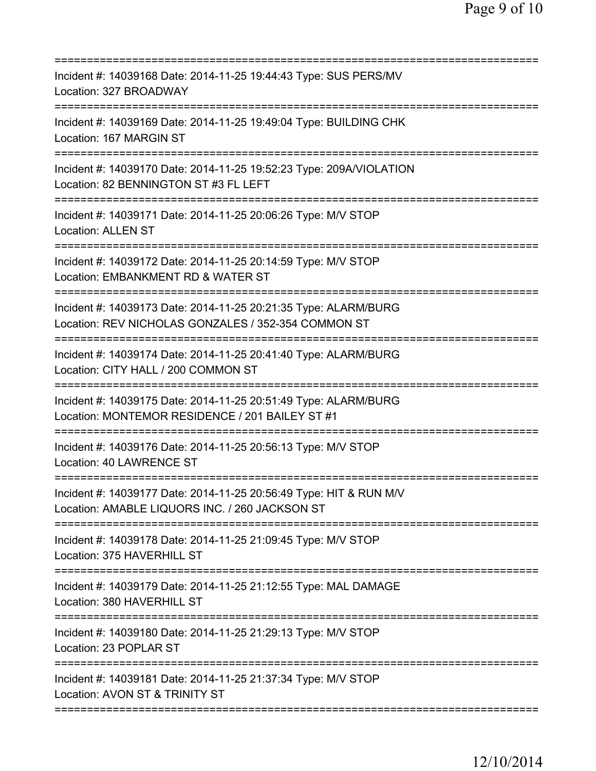===========================================================================

Incident #: 14039168 Date: 2014-11-25 19:44:43 Type: SUS PERS/MV
Location: 327 BROADWAY

===========================================================================

Incident #: 14039169 Date: 2014-11-25 19:49:04 Type: BUILDING CHK
Location: 167 MARGIN ST

===========================================================================

Incident #: 14039170 Date: 2014-11-25 19:52:23 Type: 209A/VIOLATION
Location: 82 BENNINGTON ST #3 FL LEFT

===========================================================================

Incident #: 14039171 Date: 2014-11-25 20:06:26 Type: M/V STOP
Location: ALLEN ST

===========================================================================

Incident #: 14039172 Date: 2014-11-25 20:14:59 Type: M/V STOP
Location: EMBANKMENT RD & WATER ST

===========================================================================

Incident #: 14039173 Date: 2014-11-25 20:21:35 Type: ALARM/BURG
Location: REV NICHOLAS GONZALES / 352-354 COMMON ST

===========================================================================

Incident #: 14039174 Date: 2014-11-25 20:41:40 Type: ALARM/BURG
Location: CITY HALL / 200 COMMON ST

===========================================================================

Incident #: 14039175 Date: 2014-11-25 20:51:49 Type: ALARM/BURG
Location: MONTEMOR RESIDENCE / 201 BAILEY ST #1

===========================================================================

Incident #: 14039176 Date: 2014-11-25 20:56:13 Type: M/V STOP
Location: 40 LAWRENCE ST

===========================================================================

Incident #: 14039177 Date: 2014-11-25 20:56:49 Type: HIT & RUN M/V
Location: AMABLE LIQUORS INC. / 260 JACKSON ST

===========================================================================

Incident #: 14039178 Date: 2014-11-25 21:09:45 Type: M/V STOP
Location: 375 HAVERHILL ST

===========================================================================

Incident #: 14039179 Date: 2014-11-25 21:12:55 Type: MAL DAMAGE
Location: 380 HAVERHILL ST

===========================================================================

Incident #: 14039180 Date: 2014-11-25 21:29:13 Type: M/V STOP
Location: 23 POPLAR ST

===========================================================================

Incident #: 14039181 Date: 2014-11-25 21:37:34 Type: M/V STOP
Location: AVON ST & TRINITY ST

===========================================================================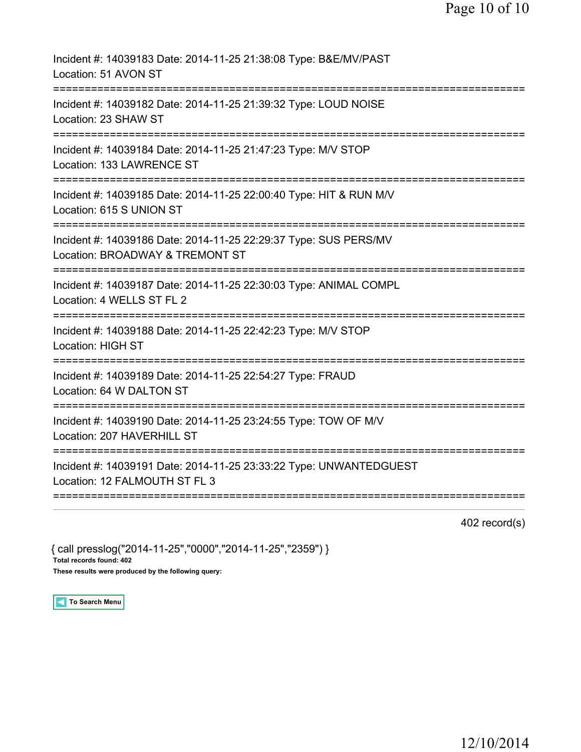Incident #: 14039183 Date: 2014-11-25 21:38:08 Type: B&E/MV/PAST
Location: 51 AVON ST

===========================================================================

Incident #: 14039182 Date: 2014-11-25 21:39:32 Type: LOUD NOISE
Location: 23 SHAW ST

===========================================================================

Incident #: 14039184 Date: 2014-11-25 21:47:23 Type: M/V STOP
Location: 133 LAWRENCE ST

===========================================================================

Incident #: 14039185 Date: 2014-11-25 22:00:40 Type: HIT & RUN M/V
Location: 615 S UNION ST

===========================================================================

Incident #: 14039186 Date: 2014-11-25 22:29:37 Type: SUS PERS/MV
Location: BROADWAY & TREMONT ST

===========================================================================

Incident #: 14039187 Date: 2014-11-25 22:30:03 Type: ANIMAL COMPL
Location: 4 WELLS ST FL 2

===========================================================================

Incident #: 14039188 Date: 2014-11-25 22:42:23 Type: M/V STOP
Location: HIGH ST

===========================================================================

Incident #: 14039189 Date: 2014-11-25 22:54:27 Type: FRAUD
Location: 64 W DALTON ST

===========================================================================

Incident #: 14039190 Date: 2014-11-25 23:24:55 Type: TOW OF M/V
Location: 207 HAVERHILL ST

===========================================================================

Incident #: 14039191 Date: 2014-11-25 23:33:22 Type: UNWANTEDGUEST
Location: 12 FALMOUTH ST FL 3

===========================================================================

402 record(s)

{ call presslog("2014-11-25","0000","2014-11-25","2359") }

**Total records found: 402**

**These results were produced by the following query:**

To Search Menu